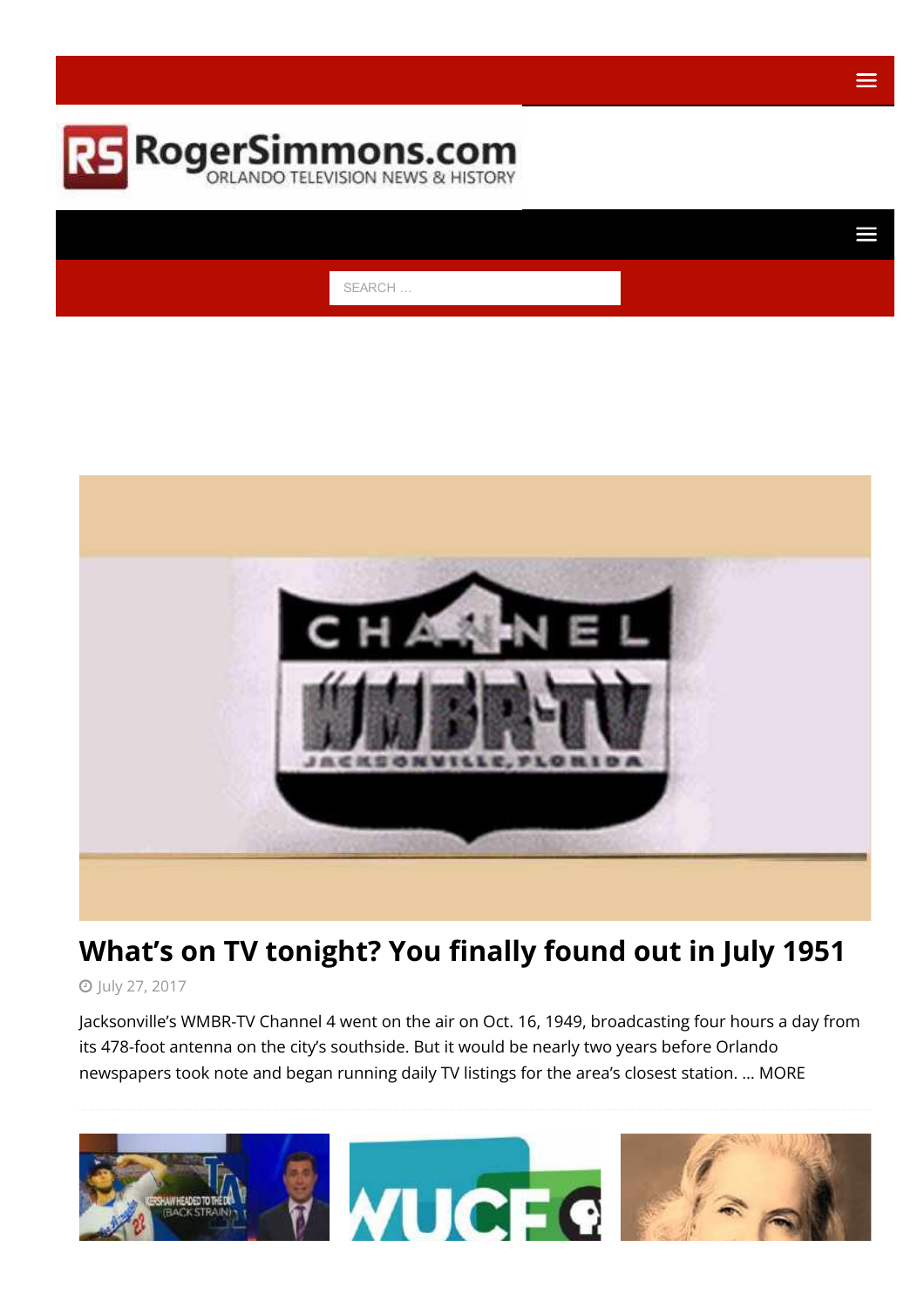RogerSimmons.com

ORLANDO TELEVISION NEWS & HISTORY

SEARCH …

# What's on TV tonight? You finally found out in July 1951

July 27, 2017

Jacksonville's WMBR-TV Channel 4 went on the air on Oct. 16, 1949, broadcasting four hours a day from its 478-foot antenna on the city's southside. But it would be nearly two years before Orlando newspapers took note and began running daily TV listings for the area's closest station. … MORE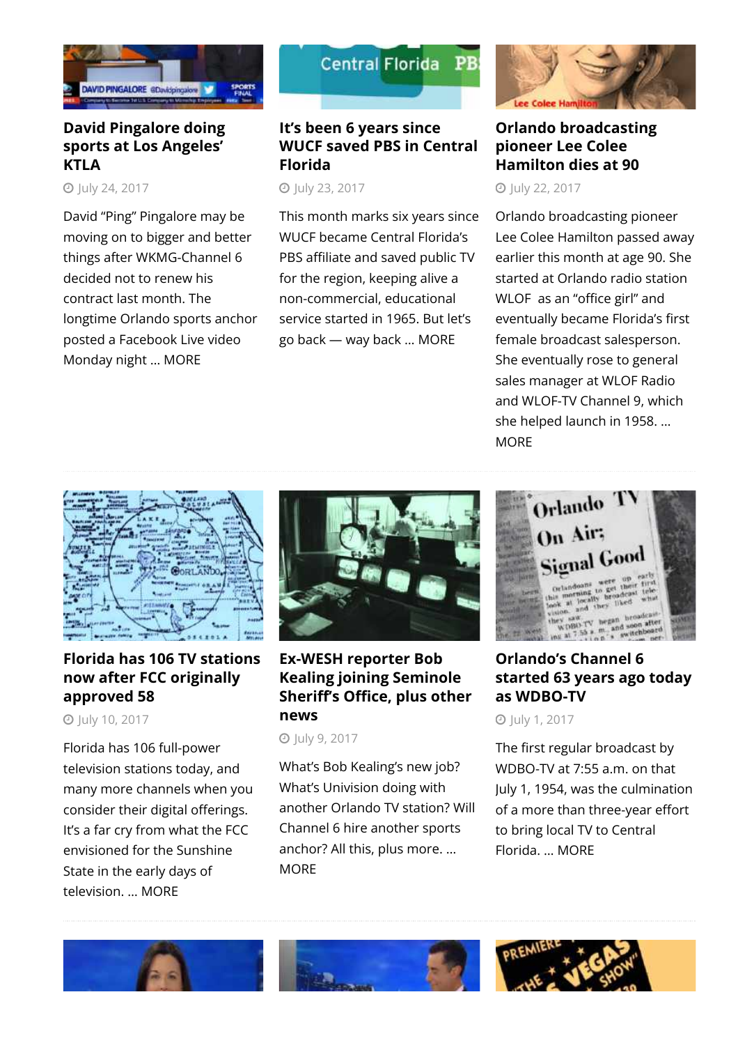### David Pingalore doing sports at Los Angeles' KTLA

July 24, 2017

David "Ping" Pingalore may be moving on to bigger and better things after WKMG-Channel 6 decided not to renew his contract last month. The longtime Orlando sports anchor posted a Facebook Live video Monday night … MORE

### It's been 6 years since WUCF saved PBS in Central Florida

July 23, 2017

This month marks six years since WUCF became Central Florida's PBS affiliate and saved public TV for the region, keeping alive a non-commercial, educational service started in 1965. But let's go back — way back … MORE

### Orlando broadcasting pioneer Lee Colee Hamilton dies at 90

July 22, 2017

Orlando broadcasting pioneer Lee Colee Hamilton passed away earlier this month at age 90. She started at Orlando radio station WLOF as an "office girl" and eventually became Florida's first female broadcast salesperson. She eventually rose to general sales manager at WLOF Radio and WLOF-TV Channel 9, which she helped launch in 1958. … MORE

### Florida has 106 TV stations now after FCC originally approved 58

July 10, 2017

Florida has 106 full-power television stations today, and many more channels when you consider their digital offerings. It's a far cry from what the FCC envisioned for the Sunshine State in the early days of television. … MORE

### Ex-WESH reporter Bob Kealing joining Seminole Sheriff's Office, plus other news

July 9, 2017

What's Bob Kealing's new job? What's Univision doing with another Orlando TV station? Will Channel 6 hire another sports anchor? All this, plus more. … MORE

### Orlando's Channel 6 started 63 years ago today as WDBO-TV

July 1, 2017

The first regular broadcast by WDBO-TV at 7:55 a.m. on that July 1, 1954, was the culmination of a more than three-year effort to bring local TV to Central Florida. … MORE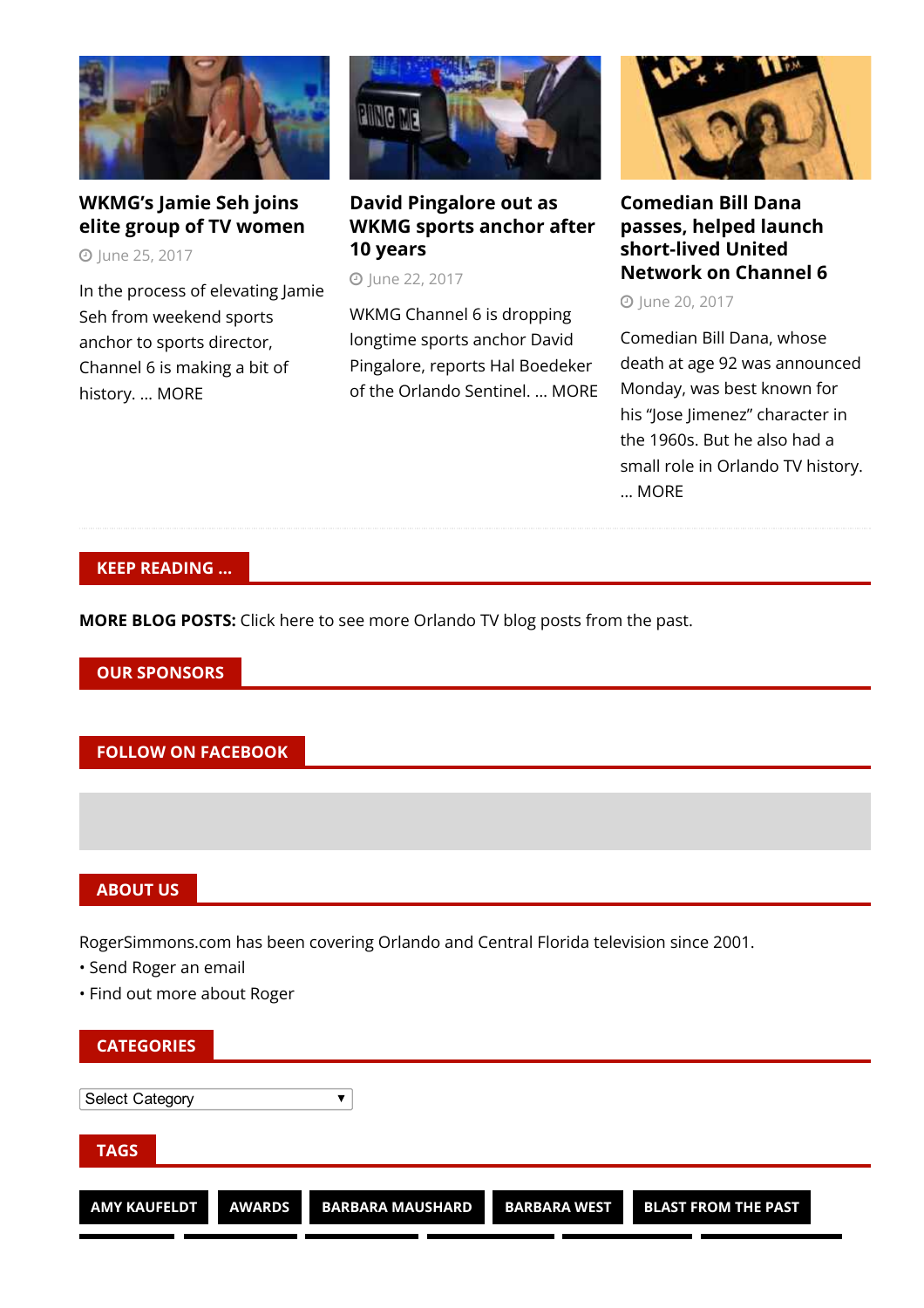### WKMG's Jamie Seh joins elite group of TV women

June 25, 2017

In the process of elevating Jamie Seh from weekend sports anchor to sports director, Channel 6 is making a bit of history. ... MORE

### David Pingalore out as WKMG sports anchor after 10 years

June 22, 2017

WKMG Channel 6 is dropping longtime sports anchor David Pingalore, reports Hal Boedeker of the Orlando Sentinel. ... MORE

### Comedian Bill Dana passes, helped launch short-lived United Network on Channel 6

June 20, 2017

Comedian Bill Dana, whose death at age 92 was announced Monday, was best known for his "Jose Jimenez" character in the 1960s. But he also had a small role in Orlando TV history. ... MORE

## KEEP READING ...

**MORE BLOG POSTS:** Click here to see more Orlando TV blog posts from the past.

## OUR SPONSORS

## FOLLOW ON FACEBOOK

## ABOUT US

RogerSimmons.com has been covering Orlando and Central Florida television since 2001.

• Send Roger an email
• Find out more about Roger

## CATEGORIES

Select Category

## TAGS

AMY KAUFELDT | AWARDS | BARBARA MAUSHARD | BARBARA WEST | BLAST FROM THE PAST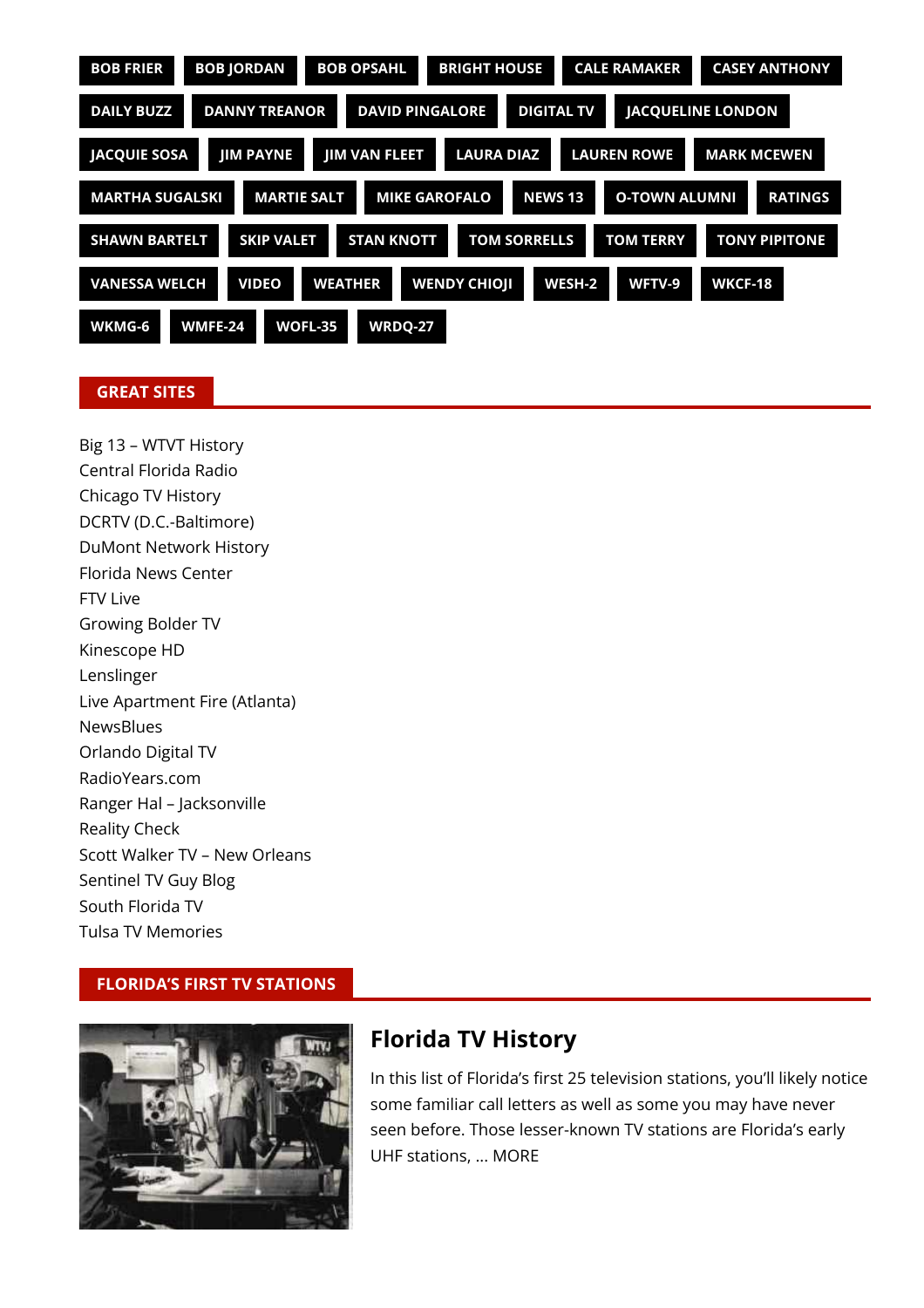BOB FRIER | BOB JORDAN | BOB OPSAHL | BRIGHT HOUSE | CALE RAMAKER | CASEY ANTHONY | DAILY BUZZ | DANNY TREANOR | DAVID PINGALORE | DIGITAL TV | JACQUELINE LONDON | JACQUIE SOSA | JIM PAYNE | JIM VAN FLEET | LAURA DIAZ | LAUREN ROWE | MARK MCEWEN | MARTHA SUGALSKI | MARTIE SALT | MIKE GAROFALO | NEWS 13 | O-TOWN ALUMNI | RATINGS | SHAWN BARTELT | SKIP VALET | STAN KNOTT | TOM SORRELLS | TOM TERRY | TONY PIPITONE | VANESSA WELCH | VIDEO | WEATHER | WENDY CHIOJI | WESH-2 | WFTV-9 | WKCF-18 | WKMG-6 | WMFE-24 | WOFL-35 | WRDQ-27

## GREAT SITES

Big 13 – WTVT History
Central Florida Radio
Chicago TV History
DCRTV (D.C.-Baltimore)
DuMont Network History
Florida News Center
FTV Live
Growing Bolder TV
Kinescope HD
Lenslinger
Live Apartment Fire (Atlanta)
NewsBlues
Orlando Digital TV
RadioYears.com
Ranger Hal – Jacksonville
Reality Check
Scott Walker TV – New Orleans
Sentinel TV Guy Blog
South Florida TV
Tulsa TV Memories

## FLORIDA'S FIRST TV STATIONS

### Florida TV History

In this list of Florida's first 25 television stations, you'll likely notice some familiar call letters as well as some you may have never seen before. Those lesser-known TV stations are Florida's early UHF stations, … MORE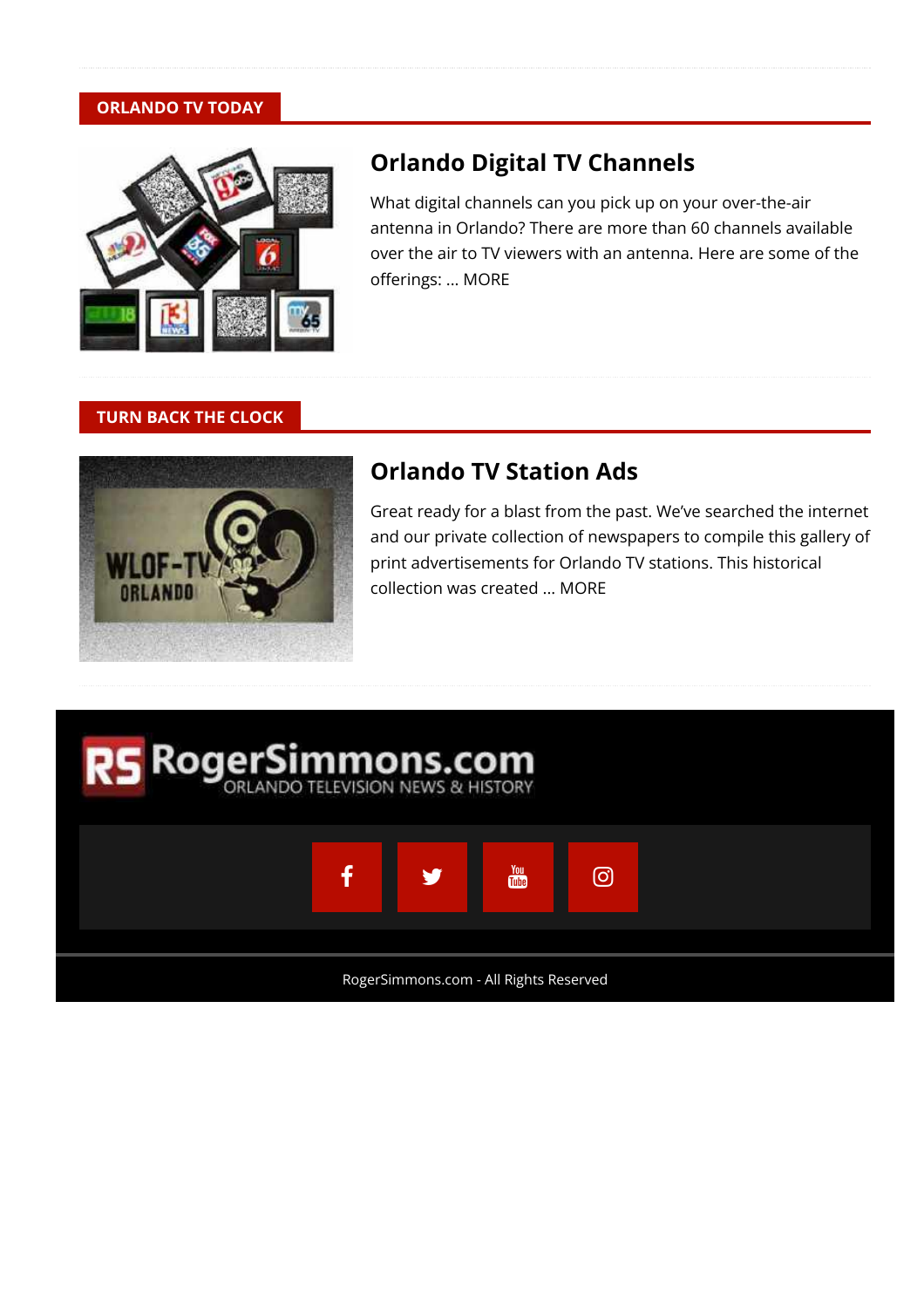## ORLANDO TV TODAY

### Orlando Digital TV Channels

What digital channels can you pick up on your over-the-air antenna in Orlando? There are more than 60 channels available over the air to TV viewers with an antenna. Here are some of the offerings: ... MORE

## TURN BACK THE CLOCK

### Orlando TV Station Ads

Great ready for a blast from the past. We've searched the internet and our private collection of newspapers to compile this gallery of print advertisements for Orlando TV stations. This historical collection was created ... MORE

RogerSimmons.com
ORLANDO TELEVISION NEWS & HISTORY

RogerSimmons.com - All Rights Reserved